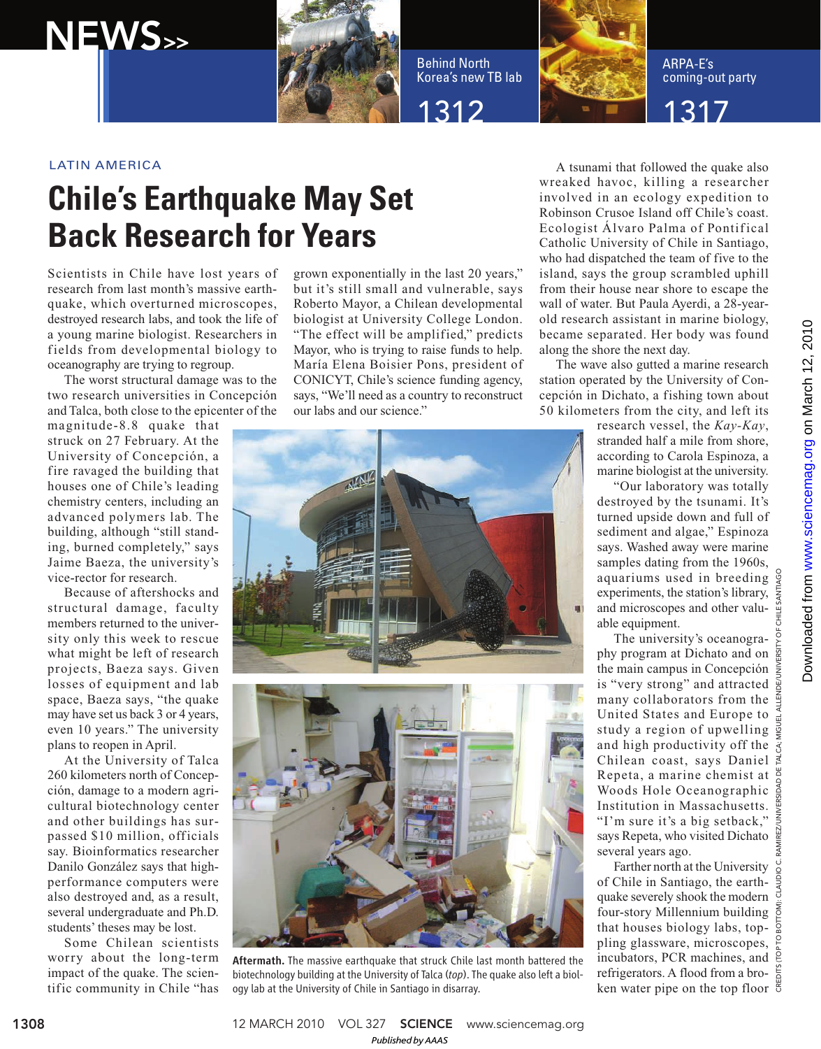LATIN AMERICA

# Chile's Earthquake May Set Back Research for Years

Scientists in Chile have lost years of research from last month's massive earthquake, which overturned microscopes, destroyed research labs, and took the life of a young marine biologist. Researchers in fields from developmental biology to oceanography are trying to regroup.

The worst structural damage was to the two research universities in Concepción and Talca, both close to the epicenter of the magnitude-8.8 quake that struck on 27 February. At the University of Concepción, a fire ravaged the building that houses one of Chile's leading chemistry centers, including an advanced polymers lab. The building, although "still standing, burned completely," says Jaime Baeza, the university's vice-rector for research.

Because of aftershocks and structural damage, faculty members returned to the university only this week to rescue what might be left of research projects, Baeza says. Given losses of equipment and lab space, Baeza says, "the quake may have set us back 3 or 4 years, even 10 years." The university plans to reopen in April.

At the University of Talca 260 kilometers north of Concepción, damage to a modern agricultural biotechnology center and other buildings has surpassed $10 million, officials say. Bioinformatics researcher Danilo González says that high-performance computers were also destroyed and, as a result, several undergraduate and Ph.D. students' theses may be lost.

Some Chilean scientists worry about the long-term impact of the quake. The scientific community in Chile "has grown exponentially in the last 20 years," but it's still small and vulnerable, says Roberto Mayor, a Chilean developmental biologist at University College London. "The effect will be amplified," predicts Mayor, who is trying to raise funds to help. María Elena Boisier Pons, president of CONICYT, Chile's science funding agency, says, "We'll need as a country to reconstruct our labs and our science."

A tsunami that followed the quake also wreaked havoc, killing a researcher involved in an ecology expedition to Robinson Crusoe Island off Chile's coast. Ecologist Álvaro Palma of Pontifical Catholic University of Chile in Santiago, who had dispatched the team of five to the island, says the group scrambled uphill from their house near shore to escape the wall of water. But Paula Ayerdi, a 28-year-old research assistant in marine biology, became separated. Her body was found along the shore the next day.

The wave also gutted a marine research station operated by the University of Concepción in Dichato, a fishing town about 50 kilometers from the city, and left its research vessel, the *Kay-Kay*, stranded half a mile from shore, according to Carola Espinoza, a marine biologist at the university.

"Our laboratory was totally destroyed by the tsunami. It's turned upside down and full of sediment and algae," Espinoza says. Washed away were marine samples dating from the 1960s, aquariums used in breeding experiments, the station's library, and microscopes and other valuable equipment.

The university's oceanography program at Dichato and on the main campus in Concepción is "very strong" and attracted many collaborators from the United States and Europe to study a region of upwelling and high productivity off the Chilean coast, says Daniel Repeta, a marine chemist at Woods Hole Oceanographic Institution in Massachusetts. "I'm sure it's a big setback," says Repeta, who visited Dichato several years ago.

Farther north at the University of Chile in Santiago, the earthquake severely shook the modern four-story Millennium building that houses biology labs, toppling glassware, microscopes, incubators, PCR machines, and refrigerators. A flood from a broken water pipe on the top floor

**Aftermath.** The massive earthquake that struck Chile last month battered the biotechnology building at the University of Talca (*top*). The quake also left a biology lab at the University of Chile in Santiago in disarray.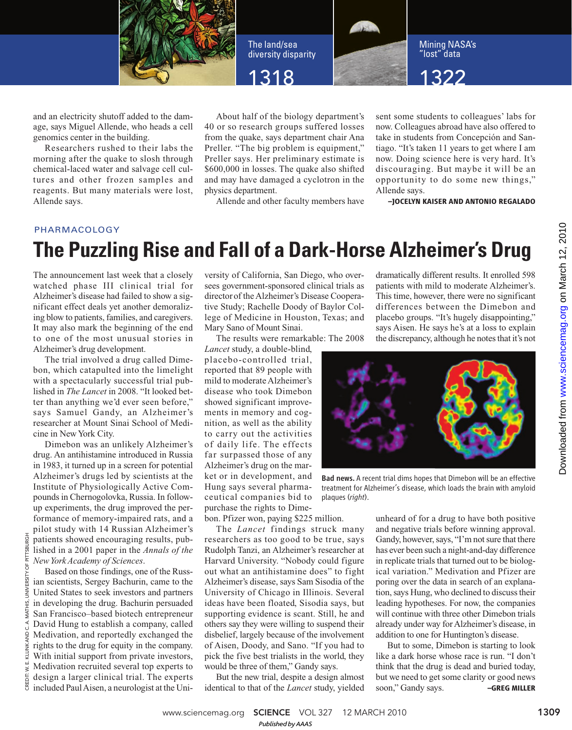and an electricity shutoff added to the damage, says Miguel Allende, who heads a cell genomics center in the building.

Researchers rushed to their labs the morning after the quake to slosh through chemical-laced water and salvage cell cultures and other frozen samples and reagents. But many materials were lost, Allende says.

About half of the biology department's 40 or so research groups suffered losses from the quake, says department chair Ana Preller. "The big problem is equipment," Preller says. Her preliminary estimate is $600,000 in losses. The quake also shifted and may have damaged a cyclotron in the physics department.

Allende and other faculty members have sent some students to colleagues' labs for now. Colleagues abroad have also offered to take in students from Concepción and Santiago. "It's taken 11 years to get where I am now. Doing science here is very hard. It's discouraging. But maybe it will be an opportunity to do some new things," Allende says.

**–JOCELYN KAISER AND ANTONIO REGALADO**

PHARMACOLOGY

# The Puzzling Rise and Fall of a Dark-Horse Alzheimer's Drug

The announcement last week that a closely watched phase III clinical trial for Alzheimer's disease had failed to show a significant effect deals yet another demoralizing blow to patients, families, and caregivers. It may also mark the beginning of the end to one of the most unusual stories in Alzheimer's drug development.

The trial involved a drug called Dimebon, which catapulted into the limelight with a spectacularly successful trial published in *The Lancet* in 2008. "It looked better than anything we'd ever seen before," says Samuel Gandy, an Alzheimer's researcher at Mount Sinai School of Medicine in New York City.

Dimebon was an unlikely Alzheimer's drug. An antihistamine introduced in Russia in 1983, it turned up in a screen for potential Alzheimer's drugs led by scientists at the Institute of Physiologically Active Compounds in Chernogolovka, Russia. In follow-up experiments, the drug improved the performance of memory-impaired rats, and a pilot study with 14 Russian Alzheimer's patients showed encouraging results, published in a 2001 paper in the *Annals of the New York Academy of Sciences*.

Based on those findings, one of the Russian scientists, Sergey Bachurin, came to the United States to seek investors and partners in developing the drug. Bachurin persuaded San Francisco–based biotech entrepreneur David Hung to establish a company, called Medivation, and reportedly exchanged the rights to the drug for equity in the company. With initial support from private investors, Medivation recruited several top experts to design a larger clinical trial. The experts included Paul Aisen, a neurologist at the University of California, San Diego, who oversees government-sponsored clinical trials as director of the Alzheimer's Disease Cooperative Study; Rachelle Doody of Baylor College of Medicine in Houston, Texas; and Mary Sano of Mount Sinai.

The results were remarkable: The 2008 *Lancet* study, a double-blind, placebo-controlled trial, reported that 89 people with mild to moderate Alzheimer's disease who took Dimebon showed significant improvements in memory and cognition, as well as the ability to carry out the activities of daily life. The effects far surpassed those of any Alzheimer's drug on the market or in development, and Hung says several pharmaceutical companies bid to purchase the rights to Dimebon. Pfizer won, paying $225 million.

**Bad news.** A recent trial dims hopes that Dimebon will be an effective treatment for Alzheimer's disease, which loads the brain with amyloid plaques (*right*).

The *Lancet* findings struck many researchers as too good to be true, says Rudolph Tanzi, an Alzheimer's researcher at Harvard University. "Nobody could figure out what an antihistamine does" to fight Alzheimer's disease, says Sam Sisodia of the University of Chicago in Illinois. Several ideas have been floated, Sisodia says, but supporting evidence is scant. Still, he and others say they were willing to suspend their disbelief, largely because of the involvement of Aisen, Doody, and Sano. "If you had to pick the five best trialists in the world, they would be three of them," Gandy says.

But the new trial, despite a design almost identical to that of the *Lancet* study, yielded dramatically different results. It enrolled 598 patients with mild to moderate Alzheimer's. This time, however, there were no significant differences between the Dimebon and placebo groups. "It's hugely disappointing," says Aisen. He says he's at a loss to explain the discrepancy, although he notes that it's not unheard of for a drug to have both positive and negative trials before winning approval. Gandy, however, says, "I'm not sure that there has ever been such a night-and-day difference in replicate trials that turned out to be biological variation." Medivation and Pfizer are poring over the data in search of an explanation, says Hung, who declined to discuss their leading hypotheses. For now, the companies will continue with three other Dimebon trials already under way for Alzheimer's disease, in addition to one for Huntington's disease.

But to some, Dimebon is starting to look like a dark horse whose race is run. "I don't think that the drug is dead and buried today, but we need to get some clarity or good news soon," Gandy says.

**–GREG MILLER**

CREDIT: W. E. KLUNK AND C. A. MATHIS, UNIVERSITY OF PITTSBURGH